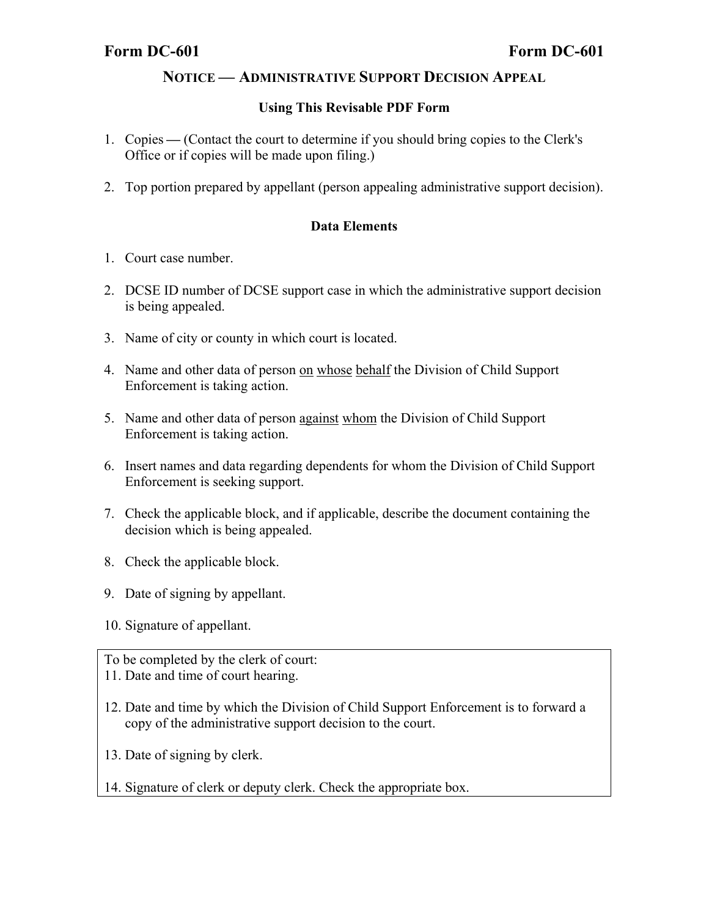**Form DC-601** **Form DC-601**

## NOTICE — ADMINISTRATIVE SUPPORT DECISION APPEAL

### Using This Revisable PDF Form

1. Copies — (Contact the court to determine if you should bring copies to the Clerk's Office or if copies will be made upon filing.)

2. Top portion prepared by appellant (person appealing administrative support decision).

### Data Elements

1. Court case number.

2. DCSE ID number of DCSE support case in which the administrative support decision is being appealed.

3. Name of city or county in which court is located.

4. Name and other data of person on whose behalf the Division of Child Support Enforcement is taking action.

5. Name and other data of person against whom the Division of Child Support Enforcement is taking action.

6. Insert names and data regarding dependents for whom the Division of Child Support Enforcement is seeking support.

7. Check the applicable block, and if applicable, describe the document containing the decision which is being appealed.

8. Check the applicable block.

9. Date of signing by appellant.

10. Signature of appellant.

To be completed by the clerk of court:

11. Date and time of court hearing.

12. Date and time by which the Division of Child Support Enforcement is to forward a copy of the administrative support decision to the court.

13. Date of signing by clerk.

14. Signature of clerk or deputy clerk. Check the appropriate box.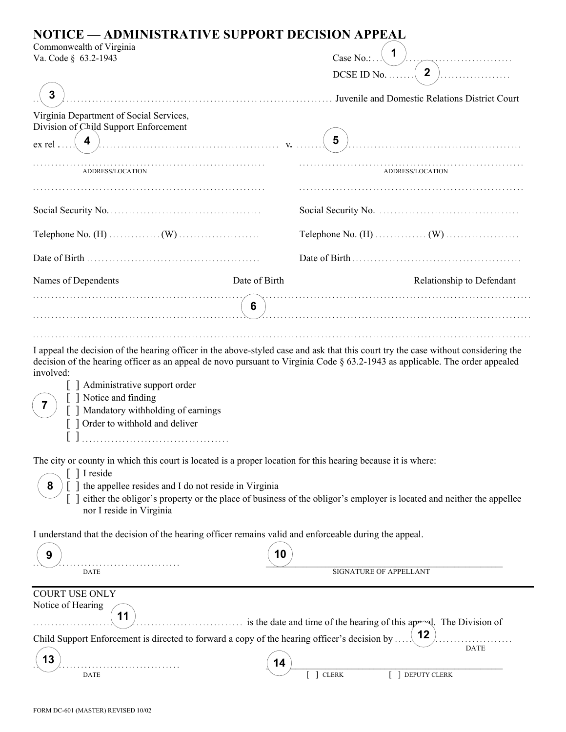# NOTICE — ADMINISTRATIVE SUPPORT DECISION APPEAL

Commonwealth of Virginia
Va. Code § 63.2-1943

Case No.: . . . . . . . . . . . . . . . . . . . . . . . . . . . . . . . 1
DCSE ID No. . . . . . . . . . . . . . . . . . . . . . . . . . . 2

. . . . . . . . . . . . . . . . . . . . . . . . . . . . . . . . . . . . . . 3 Juvenile and Domestic Relations District Court

Virginia Department of Social Services,
Division of Child Support Enforcement

ex rel . . . . . . . . . . . . . . . . . . . . . . . . . . 4 v. . . . . . . . . . . . . . . . . . . . . . . . . . . 5

| | |
|---|---|
| . . . . . . . . . . . . . . . . . . . . . . . . . . . . ADDRESS/LOCATION | . . . . . . . . . . . . . . . . . . . . . . . . . . . . ADDRESS/LOCATION |
| . . . . . . . . . . . . . . . . . . . . . . . . . . . . | . . . . . . . . . . . . . . . . . . . . . . . . . . . . |
| Social Security No. . . . . . . . . . . . . . . . . . . . | Social Security No. . . . . . . . . . . . . . . . . . . . |
| Telephone No. (H) . . . . . . . . . . (W) . . . . . . . . . . | Telephone No. (H) . . . . . . . . . . (W) . . . . . . . . . . |
| Date of Birth . . . . . . . . . . . . . . . . . . . . | Date of Birth . . . . . . . . . . . . . . . . . . . . |

| Names of Dependents | Date of Birth | Relationship to Defendant |
|---|---|---|
| | 6 | |
| | | |
| | | |

I appeal the decision of the hearing officer in the above-styled case and ask that this court try the case without considering the decision of the hearing officer as an appeal de novo pursuant to Virginia Code § 63.2-1943 as applicable. The order appealed involved:

7

- [ ] Administrative support order
- [ ] Notice and finding
- [ ] Mandatory withholding of earnings
- [ ] Order to withhold and deliver
- [ ] . . . . . . . . . . . . . . . . . . . . . . . . . .

The city or county in which this court is located is a proper location for this hearing because it is where:

8

- [ ] I reside
- [ ] the appellee resides and I do not reside in Virginia
- [ ] either the obligor's property or the place of business of the obligor's employer is located and neither the appellee nor I reside in Virginia

I understand that the decision of the hearing officer remains valid and enforceable during the appeal.

9 . . . . . . . . . . . . . . . . . . . . . . . .
DATE

10 \_\_\_\_\_\_\_\_\_\_\_\_\_\_\_\_\_\_\_\_\_\_\_\_\_\_\_\_\_\_\_\_\_\_\_\_
SIGNATURE OF APPELLANT

---

COURT USE ONLY

Notice of Hearing

. . . . . . . . . . . . . . . . 11 . . . . . . . . . . . . . . . . . . . . is the date and time of the hearing of this appeal. The Division of Child Support Enforcement is directed to forward a copy of the hearing officer's decision by . . . . . . 12 . . . . . . . . . . . . .
DATE

13 . . . . . . . . . . . . . . . . . . . . . . . .
DATE

14 \_\_\_\_\_\_\_\_\_\_\_\_\_\_\_\_\_\_\_\_\_\_\_\_\_\_\_\_\_\_\_\_\_\_\_\_
[ ] CLERK [ ] DEPUTY CLERK

FORM DC-601 (MASTER) REVISED 10/02